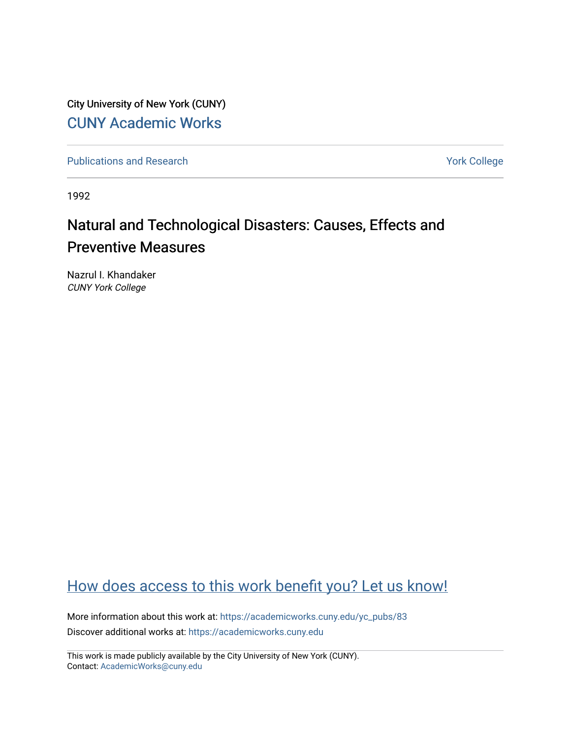City University of New York (CUNY)

CUNY Academic Works

Publications and Research

York College

1992

# Natural and Technological Disasters: Causes, Effects and Preventive Measures

Nazrul I. Khandaker
*CUNY York College*

How does access to this work benefit you? Let us know!

More information about this work at: https://academicworks.cuny.edu/yc_pubs/83

Discover additional works at: https://academicworks.cuny.edu

This work is made publicly available by the City University of New York (CUNY).
Contact: AcademicWorks@cuny.edu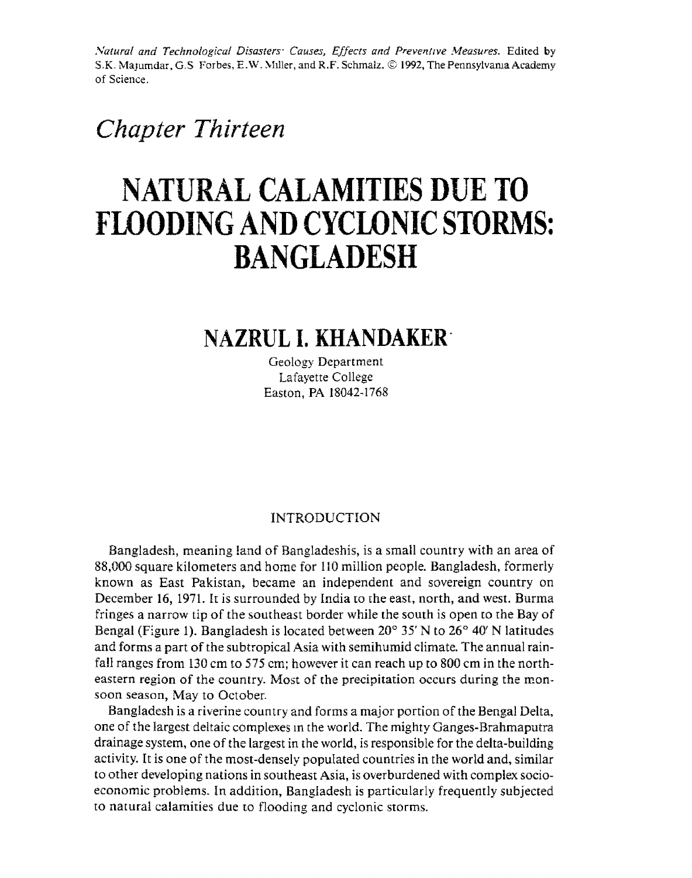*Natural and Technological Disasters: Causes, Effects and Preventive Measures.* Edited by S.K. Majumdar, G.S Forbes, E.W. Miller, and R.F. Schmalz. © 1992, The Pennsylvania Academy of Science.

# *Chapter Thirteen*

# NATURAL CALAMITIES DUE TO FLOODING AND CYCLONIC STORMS: BANGLADESH

## NAZRUL I. KHANDAKER

Geology Department
Lafayette College
Easton, PA 18042-1768

### INTRODUCTION

Bangladesh, meaning land of Bangladeshis, is a small country with an area of 88,000 square kilometers and home for 110 million people. Bangladesh, formerly known as East Pakistan, became an independent and sovereign country on December 16, 1971. It is surrounded by India to the east, north, and west. Burma fringes a narrow tip of the southeast border while the south is open to the Bay of Bengal (Figure 1). Bangladesh is located between 20° 35′ N to 26° 40′ N latitudes and forms a part of the subtropical Asia with semihumid climate. The annual rainfall ranges from 130 cm to 575 cm; however it can reach up to 800 cm in the northeastern region of the country. Most of the precipitation occurs during the monsoon season, May to October.

Bangladesh is a riverine country and forms a major portion of the Bengal Delta, one of the largest deltaic complexes in the world. The mighty Ganges-Brahmaputra drainage system, one of the largest in the world, is responsible for the delta-building activity. It is one of the most-densely populated countries in the world and, similar to other developing nations in southeast Asia, is overburdened with complex socio-economic problems. In addition, Bangladesh is particularly frequently subjected to natural calamities due to flooding and cyclonic storms.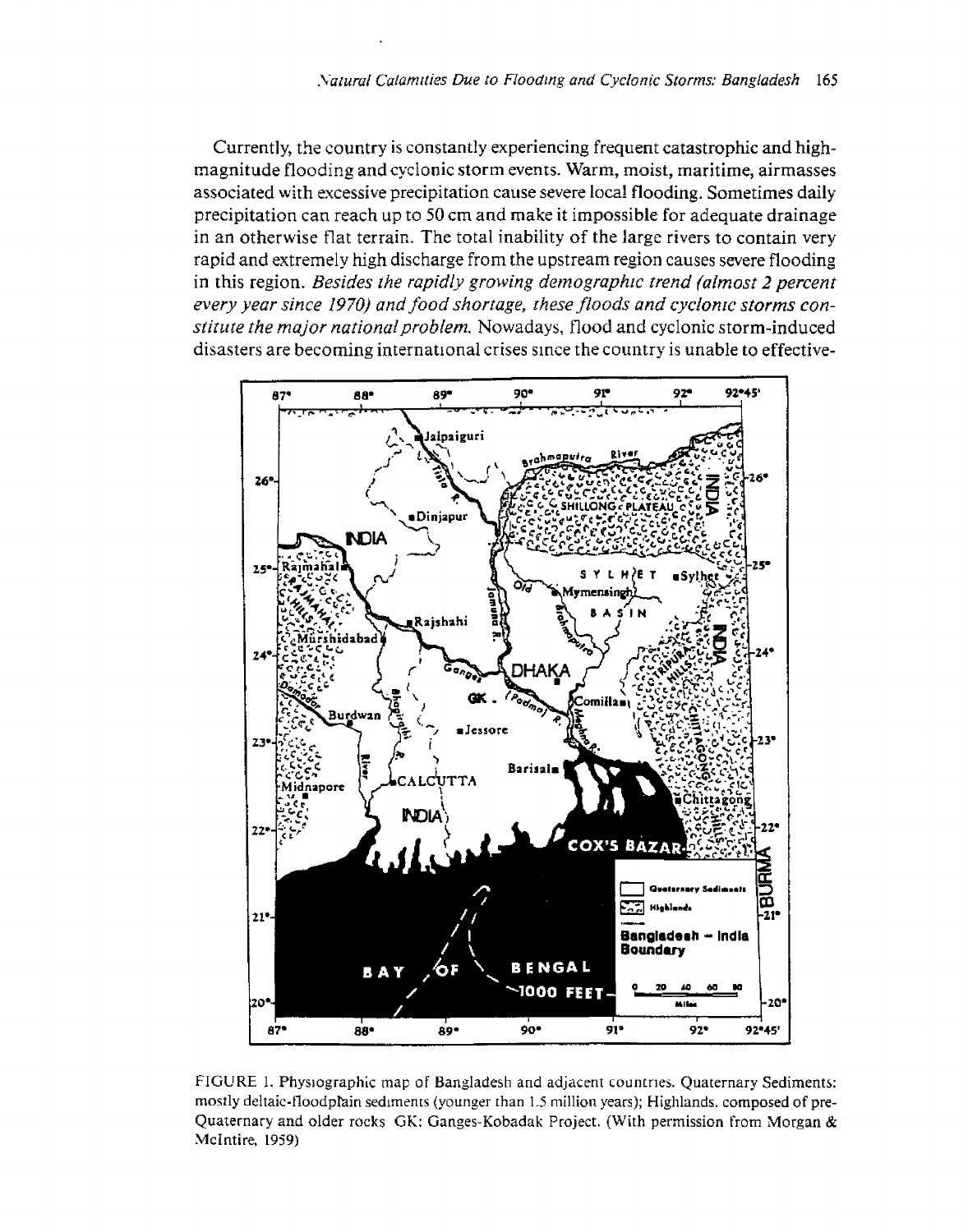Currently, the country is constantly experiencing frequent catastrophic and high-magnitude flooding and cyclonic storm events. Warm, moist, maritime, airmasses associated with excessive precipitation cause severe local flooding. Sometimes daily precipitation can reach up to 50 cm and make it impossible for adequate drainage in an otherwise flat terrain. The total inability of the large rivers to contain very rapid and extremely high discharge from the upstream region causes severe flooding in this region. *Besides the rapidly growing demographic trend (almost 2 percent every year since 1970) and food shortage, these floods and cyclonic storms constitute the major national problem.* Nowadays, flood and cyclonic storm-induced disasters are becoming international crises since the country is unable to effective-

FIGURE 1. Physiographic map of Bangladesh and adjacent countries. Quaternary Sediments: mostly deltaic-floodplain sediments (younger than 1.5 million years); Highlands. composed of pre-Quaternary and older rocks GK: Ganges-Kobadak Project. (With permission from Morgan & McIntire, 1959)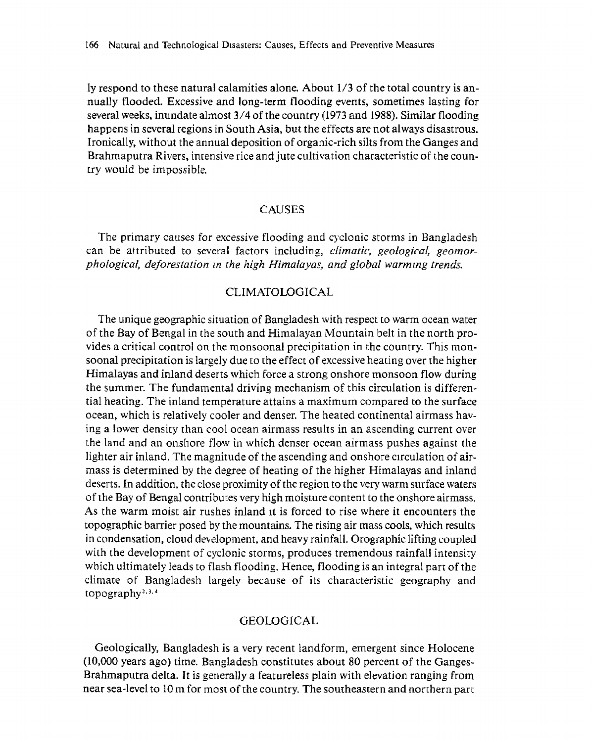ly respond to these natural calamities alone. About 1/3 of the total country is annually flooded. Excessive and long-term flooding events, sometimes lasting for several weeks, inundate almost 3/4 of the country (1973 and 1988). Similar flooding happens in several regions in South Asia, but the effects are not always disastrous. Ironically, without the annual deposition of organic-rich silts from the Ganges and Brahmaputra Rivers, intensive rice and jute cultivation characteristic of the country would be impossible.

## CAUSES

The primary causes for excessive flooding and cyclonic storms in Bangladesh can be attributed to several factors including, *climatic, geological, geomorphological, deforestation in the high Himalayas, and global warming trends.*

## CLIMATOLOGICAL

The unique geographic situation of Bangladesh with respect to warm ocean water of the Bay of Bengal in the south and Himalayan Mountain belt in the north provides a critical control on the monsoonal precipitation in the country. This monsoonal precipitation is largely due to the effect of excessive heating over the higher Himalayas and inland deserts which force a strong onshore monsoon flow during the summer. The fundamental driving mechanism of this circulation is differential heating. The inland temperature attains a maximum compared to the surface ocean, which is relatively cooler and denser. The heated continental airmass having a lower density than cool ocean airmass results in an ascending current over the land and an onshore flow in which denser ocean airmass pushes against the lighter air inland. The magnitude of the ascending and onshore circulation of airmass is determined by the degree of heating of the higher Himalayas and inland deserts. In addition, the close proximity of the region to the very warm surface waters of the Bay of Bengal contributes very high moisture content to the onshore airmass. As the warm moist air rushes inland it is forced to rise where it encounters the topographic barrier posed by the mountains. The rising air mass cools, which results in condensation, cloud development, and heavy rainfall. Orographic lifting coupled with the development of cyclonic storms, produces tremendous rainfall intensity which ultimately leads to flash flooding. Hence, flooding is an integral part of the climate of Bangladesh largely because of its characteristic geography and topography[2,3,4]

## GEOLOGICAL

Geologically, Bangladesh is a very recent landform, emergent since Holocene (10,000 years ago) time. Bangladesh constitutes about 80 percent of the Ganges-Brahmaputra delta. It is generally a featureless plain with elevation ranging from near sea-level to 10 m for most of the country. The southeastern and northern part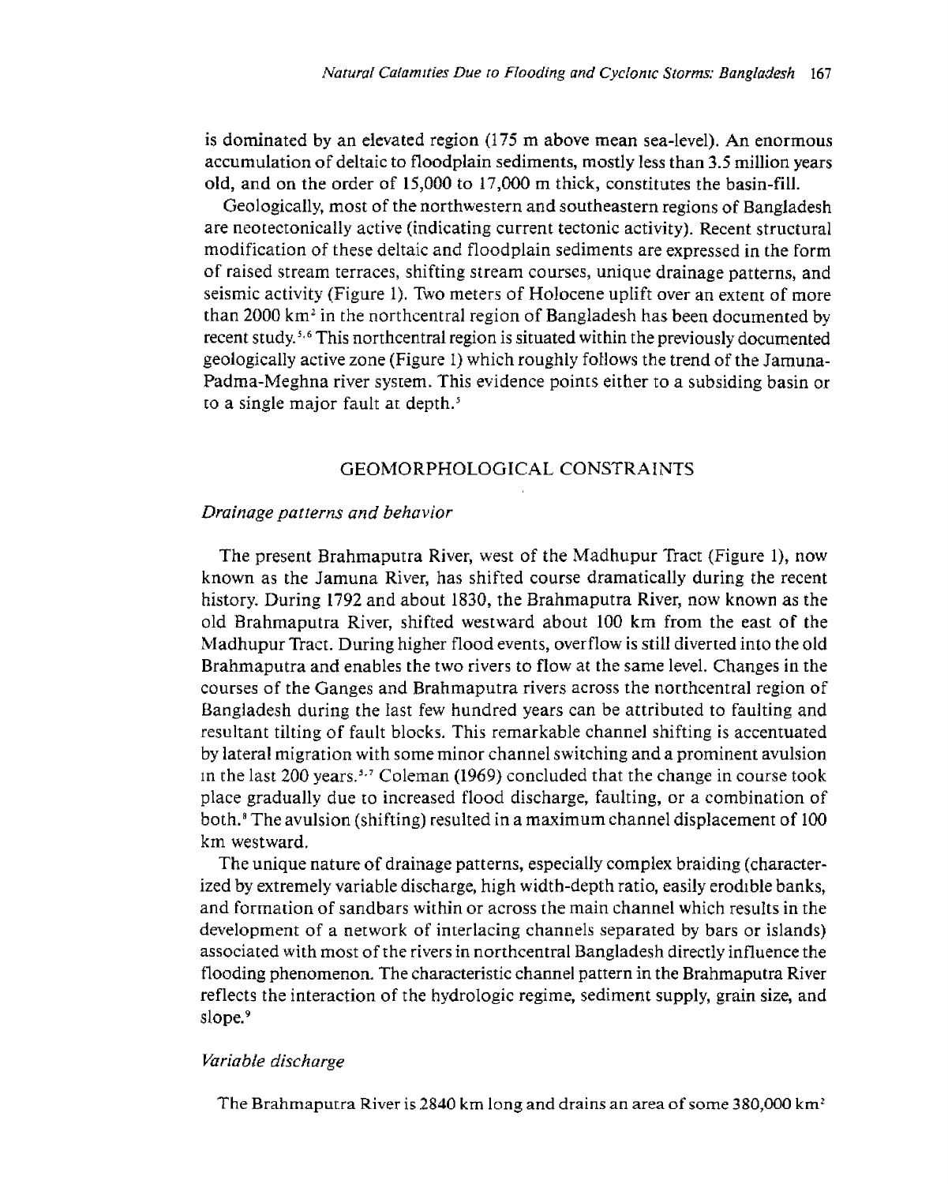is dominated by an elevated region (175 m above mean sea-level). An enormous accumulation of deltaic to floodplain sediments, mostly less than 3.5 million years old, and on the order of 15,000 to 17,000 m thick, constitutes the basin-fill.

Geologically, most of the northwestern and southeastern regions of Bangladesh are neotectonically active (indicating current tectonic activity). Recent structural modification of these deltaic and floodplain sediments are expressed in the form of raised stream terraces, shifting stream courses, unique drainage patterns, and seismic activity (Figure 1). Two meters of Holocene uplift over an extent of more than 2000 km$^2$ in the northcentral region of Bangladesh has been documented by recent study.[5,6] This northcentral region is situated within the previously documented geologically active zone (Figure 1) which roughly follows the trend of the Jamuna-Padma-Meghna river system. This evidence points either to a subsiding basin or to a single major fault at depth.[5]

## GEOMORPHOLOGICAL CONSTRAINTS

### *Drainage patterns and behavior*

The present Brahmaputra River, west of the Madhupur Tract (Figure 1), now known as the Jamuna River, has shifted course dramatically during the recent history. During 1792 and about 1830, the Brahmaputra River, now known as the old Brahmaputra River, shifted westward about 100 km from the east of the Madhupur Tract. During higher flood events, overflow is still diverted into the old Brahmaputra and enables the two rivers to flow at the same level. Changes in the courses of the Ganges and Brahmaputra rivers across the northcentral region of Bangladesh during the last few hundred years can be attributed to faulting and resultant tilting of fault blocks. This remarkable channel shifting is accentuated by lateral migration with some minor channel switching and a prominent avulsion in the last 200 years.[5,7] Coleman (1969) concluded that the change in course took place gradually due to increased flood discharge, faulting, or a combination of both.[8] The avulsion (shifting) resulted in a maximum channel displacement of 100 km westward.

The unique nature of drainage patterns, especially complex braiding (characterized by extremely variable discharge, high width-depth ratio, easily erodible banks, and formation of sandbars within or across the main channel which results in the development of a network of interlacing channels separated by bars or islands) associated with most of the rivers in northcentral Bangladesh directly influence the flooding phenomenon. The characteristic channel pattern in the Brahmaputra River reflects the interaction of the hydrologic regime, sediment supply, grain size, and slope.[9]

### *Variable discharge*

The Brahmaputra River is 2840 km long and drains an area of some 380,000 km$^2$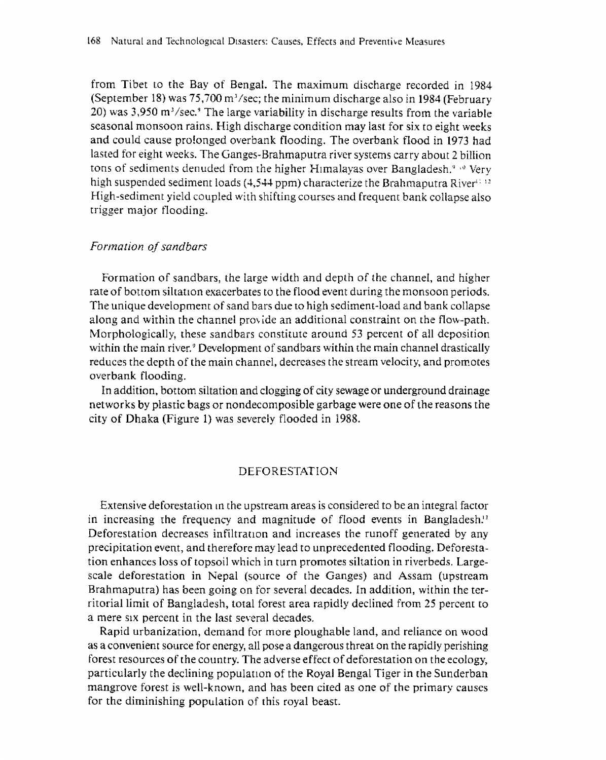from Tibet to the Bay of Bengal. The maximum discharge recorded in 1984 (September 18) was 75,700 $m^3$/sec; the minimum discharge also in 1984 (February 20) was 3,950 $m^3$/sec.[9] The large variability in discharge results from the variable seasonal monsoon rains. High discharge condition may last for six to eight weeks and could cause prolonged overbank flooding. The overbank flood in 1973 had lasted for eight weeks. The Ganges-Brahmaputra river systems carry about 2 billion tons of sediments denuded from the higher Himalayas over Bangladesh.[9,10] Very high suspended sediment loads (4,544 ppm) characterize the Brahmaputra River[11,12] High-sediment yield coupled with shifting courses and frequent bank collapse also trigger major flooding.

### *Formation of sandbars*

Formation of sandbars, the large width and depth of the channel, and higher rate of bottom siltation exacerbates to the flood event during the monsoon periods. The unique development of sand bars due to high sediment-load and bank collapse along and within the channel provide an additional constraint on the flow-path. Morphologically, these sandbars constitute around 53 percent of all deposition within the main river.[9] Development of sandbars within the main channel drastically reduces the depth of the main channel, decreases the stream velocity, and promotes overbank flooding.

In addition, bottom siltation and clogging of city sewage or underground drainage networks by plastic bags or nondecomposible garbage were one of the reasons the city of Dhaka (Figure 1) was severely flooded in 1988.

## DEFORESTATION

Extensive deforestation in the upstream areas is considered to be an integral factor in increasing the frequency and magnitude of flood events in Bangladesh.[13] Deforestation decreases infiltration and increases the runoff generated by any precipitation event, and therefore may lead to unprecedented flooding. Deforestation enhances loss of topsoil which in turn promotes siltation in riverbeds. Large-scale deforestation in Nepal (source of the Ganges) and Assam (upstream Brahmaputra) has been going on for several decades. In addition, within the territorial limit of Bangladesh, total forest area rapidly declined from 25 percent to a mere six percent in the last several decades.

Rapid urbanization, demand for more ploughable land, and reliance on wood as a convenient source for energy, all pose a dangerous threat on the rapidly perishing forest resources of the country. The adverse effect of deforestation on the ecology, particularly the declining population of the Royal Bengal Tiger in the Sunderban mangrove forest is well-known, and has been cited as one of the primary causes for the diminishing population of this royal beast.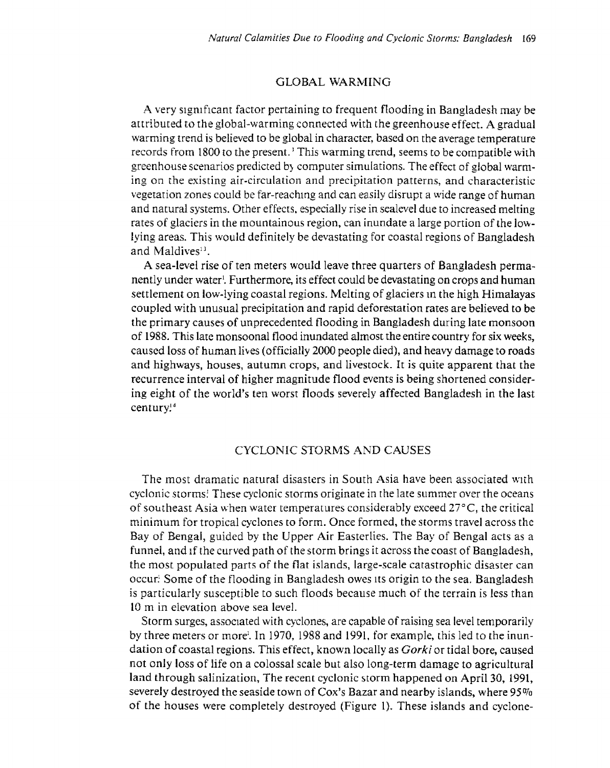## GLOBAL WARMING

A very significant factor pertaining to frequent flooding in Bangladesh may be attributed to the global-warming connected with the greenhouse effect. A gradual warming trend is believed to be global in character, based on the average temperature records from 1800 to the present.[3] This warming trend, seems to be compatible with greenhouse scenarios predicted by computer simulations. The effect of global warming on the existing air-circulation and precipitation patterns, and characteristic vegetation zones could be far-reaching and can easily disrupt a wide range of human and natural systems. Other effects, especially rise in sealevel due to increased melting rates of glaciers in the mountainous region, can inundate a large portion of the low-lying areas. This would definitely be devastating for coastal regions of Bangladesh and Maldives[13].

A sea-level rise of ten meters would leave three quarters of Bangladesh permanently under water[1]. Furthermore, its effect could be devastating on crops and human settlement on low-lying coastal regions. Melting of glaciers in the high Himalayas coupled with unusual precipitation and rapid deforestation rates are believed to be the primary causes of unprecedented flooding in Bangladesh during late monsoon of 1988. This late monsoonal flood inundated almost the entire country for six weeks, caused loss of human lives (officially 2000 people died), and heavy damage to roads and highways, houses, autumn crops, and livestock. It is quite apparent that the recurrence interval of higher magnitude flood events is being shortened considering eight of the world's ten worst floods severely affected Bangladesh in the last century![14]

## CYCLONIC STORMS AND CAUSES

The most dramatic natural disasters in South Asia have been associated with cyclonic storms[1]. These cyclonic storms originate in the late summer over the oceans of southeast Asia when water temperatures considerably exceed 27°C, the critical minimum for tropical cyclones to form. Once formed, the storms travel across the Bay of Bengal, guided by the Upper Air Easterlies. The Bay of Bengal acts as a funnel, and if the curved path of the storm brings it across the coast of Bangladesh, the most populated parts of the flat islands, large-scale catastrophic disaster can occur[1]. Some of the flooding in Bangladesh owes its origin to the sea. Bangladesh is particularly susceptible to such floods because much of the terrain is less than 10 m in elevation above sea level.

Storm surges, associated with cyclones, are capable of raising sea level temporarily by three meters or more[1]. In 1970, 1988 and 1991, for example, this led to the inundation of coastal regions. This effect, known locally as *Gorki* or tidal bore, caused not only loss of life on a colossal scale but also long-term damage to agricultural land through salinization, The recent cyclonic storm happened on April 30, 1991, severely destroyed the seaside town of Cox's Bazar and nearby islands, where 95% of the houses were completely destroyed (Figure 1). These islands and cyclone-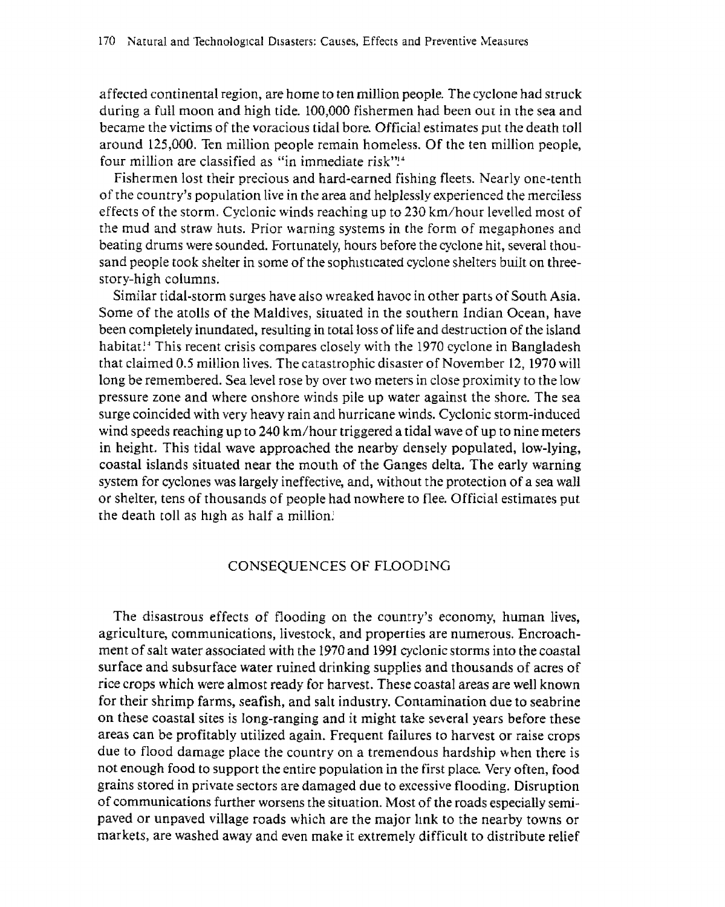affected continental region, are home to ten million people. The cyclone had struck during a full moon and high tide. 100,000 fishermen had been out in the sea and became the victims of the voracious tidal bore. Official estimates put the death toll around 125,000. Ten million people remain homeless. Of the ten million people, four million are classified as "in immediate risk"![14]

Fishermen lost their precious and hard-earned fishing fleets. Nearly one-tenth of the country's population live in the area and helplessly experienced the merciless effects of the storm. Cyclonic winds reaching up to 230 km/hour levelled most of the mud and straw huts. Prior warning systems in the form of megaphones and beating drums were sounded. Fortunately, hours before the cyclone hit, several thousand people took shelter in some of the sophisticated cyclone shelters built on three-story-high columns.

Similar tidal-storm surges have also wreaked havoc in other parts of South Asia. Some of the atolls of the Maldives, situated in the southern Indian Ocean, have been completely inundated, resulting in total loss of life and destruction of the island habitat![14] This recent crisis compares closely with the 1970 cyclone in Bangladesh that claimed 0.5 million lives. The catastrophic disaster of November 12, 1970 will long be remembered. Sea level rose by over two meters in close proximity to the low pressure zone and where onshore winds pile up water against the shore. The sea surge coincided with very heavy rain and hurricane winds. Cyclonic storm-induced wind speeds reaching up to 240 km/hour triggered a tidal wave of up to nine meters in height. This tidal wave approached the nearby densely populated, low-lying, coastal islands situated near the mouth of the Ganges delta. The early warning system for cyclones was largely ineffective, and, without the protection of a sea wall or shelter, tens of thousands of people had nowhere to flee. Official estimates put the death toll as high as half a million.[1]

## CONSEQUENCES OF FLOODING

The disastrous effects of flooding on the country's economy, human lives, agriculture, communications, livestock, and properties are numerous. Encroachment of salt water associated with the 1970 and 1991 cyclonic storms into the coastal surface and subsurface water ruined drinking supplies and thousands of acres of rice crops which were almost ready for harvest. These coastal areas are well known for their shrimp farms, seafish, and salt industry. Contamination due to seabrine on these coastal sites is long-ranging and it might take several years before these areas can be profitably utilized again. Frequent failures to harvest or raise crops due to flood damage place the country on a tremendous hardship when there is not enough food to support the entire population in the first place. Very often, food grains stored in private sectors are damaged due to excessive flooding. Disruption of communications further worsens the situation. Most of the roads especially semi-paved or unpaved village roads which are the major link to the nearby towns or markets, are washed away and even make it extremely difficult to distribute relief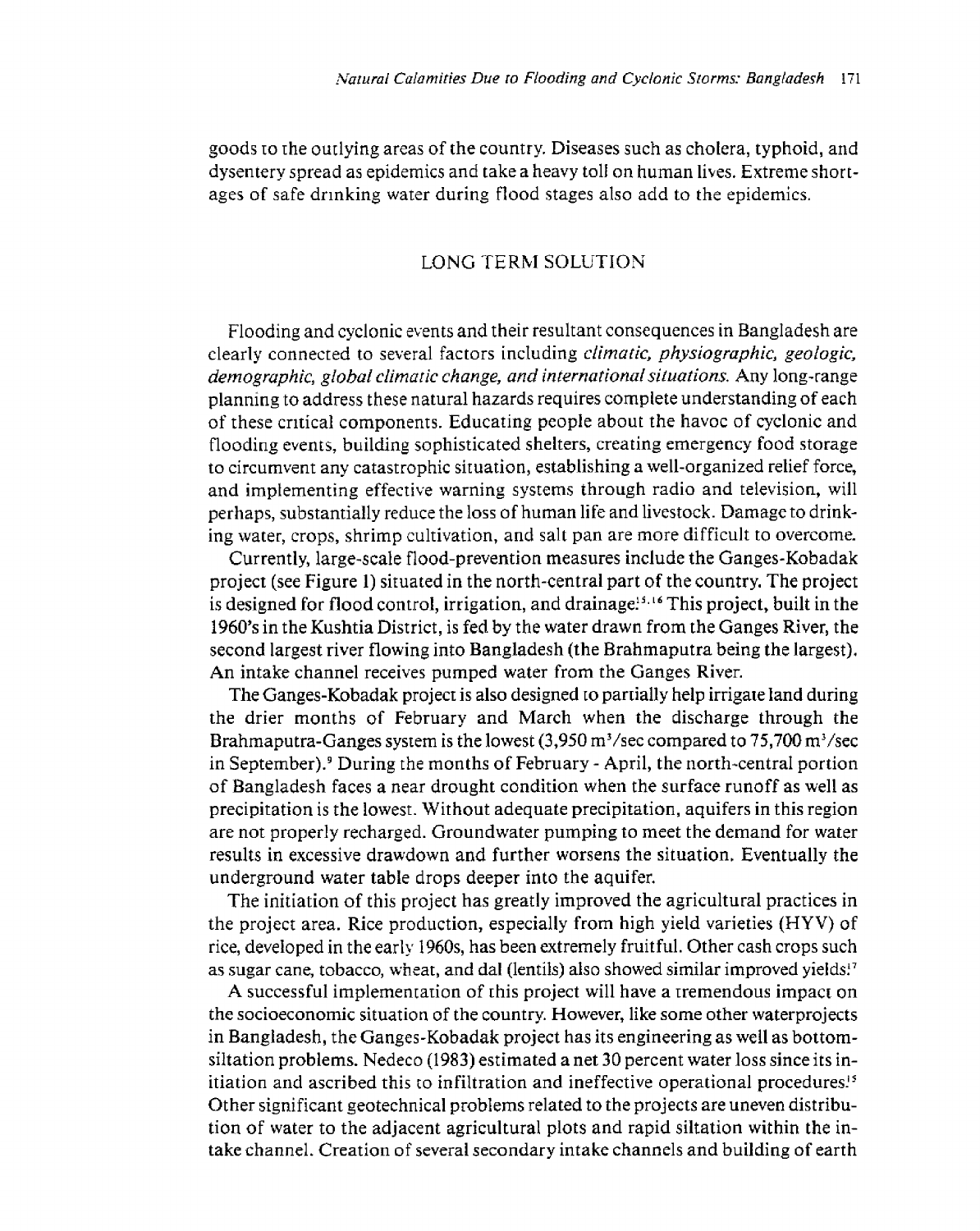goods to the outlying areas of the country. Diseases such as cholera, typhoid, and dysentery spread as epidemics and take a heavy toll on human lives. Extreme shortages of safe drinking water during flood stages also add to the epidemics.

## LONG TERM SOLUTION

Flooding and cyclonic events and their resultant consequences in Bangladesh are clearly connected to several factors including *climatic, physiographic, geologic, demographic, global climatic change, and international situations.* Any long-range planning to address these natural hazards requires complete understanding of each of these critical components. Educating people about the havoc of cyclonic and flooding events, building sophisticated shelters, creating emergency food storage to circumvent any catastrophic situation, establishing a well-organized relief force, and implementing effective warning systems through radio and television, will perhaps, substantially reduce the loss of human life and livestock. Damage to drinking water, crops, shrimp cultivation, and salt pan are more difficult to overcome.

Currently, large-scale flood-prevention measures include the Ganges-Kobadak project (see Figure 1) situated in the north-central part of the country. The project is designed for flood control, irrigation, and drainage.[15,16] This project, built in the 1960's in the Kushtia District, is fed by the water drawn from the Ganges River, the second largest river flowing into Bangladesh (the Brahmaputra being the largest). An intake channel receives pumped water from the Ganges River.

The Ganges-Kobadak project is also designed to partially help irrigate land during the drier months of February and March when the discharge through the Brahmaputra-Ganges system is the lowest (3,950 $m^3$/sec compared to 75,700 $m^3$/sec in September).[9] During the months of February - April, the north-central portion of Bangladesh faces a near drought condition when the surface runoff as well as precipitation is the lowest. Without adequate precipitation, aquifers in this region are not properly recharged. Groundwater pumping to meet the demand for water results in excessive drawdown and further worsens the situation. Eventually the underground water table drops deeper into the aquifer.

The initiation of this project has greatly improved the agricultural practices in the project area. Rice production, especially from high yield varieties (HYV) of rice, developed in the early 1960s, has been extremely fruitful. Other cash crops such as sugar cane, tobacco, wheat, and dal (lentils) also showed similar improved yields.[17]

A successful implementation of this project will have a tremendous impact on the socioeconomic situation of the country. However, like some other waterprojects in Bangladesh, the Ganges-Kobadak project has its engineering as well as bottom-siltation problems. Nedeco (1983) estimated a net 30 percent water loss since its initiation and ascribed this to infiltration and ineffective operational procedures.[15] Other significant geotechnical problems related to the projects are uneven distribution of water to the adjacent agricultural plots and rapid siltation within the intake channel. Creation of several secondary intake channels and building of earth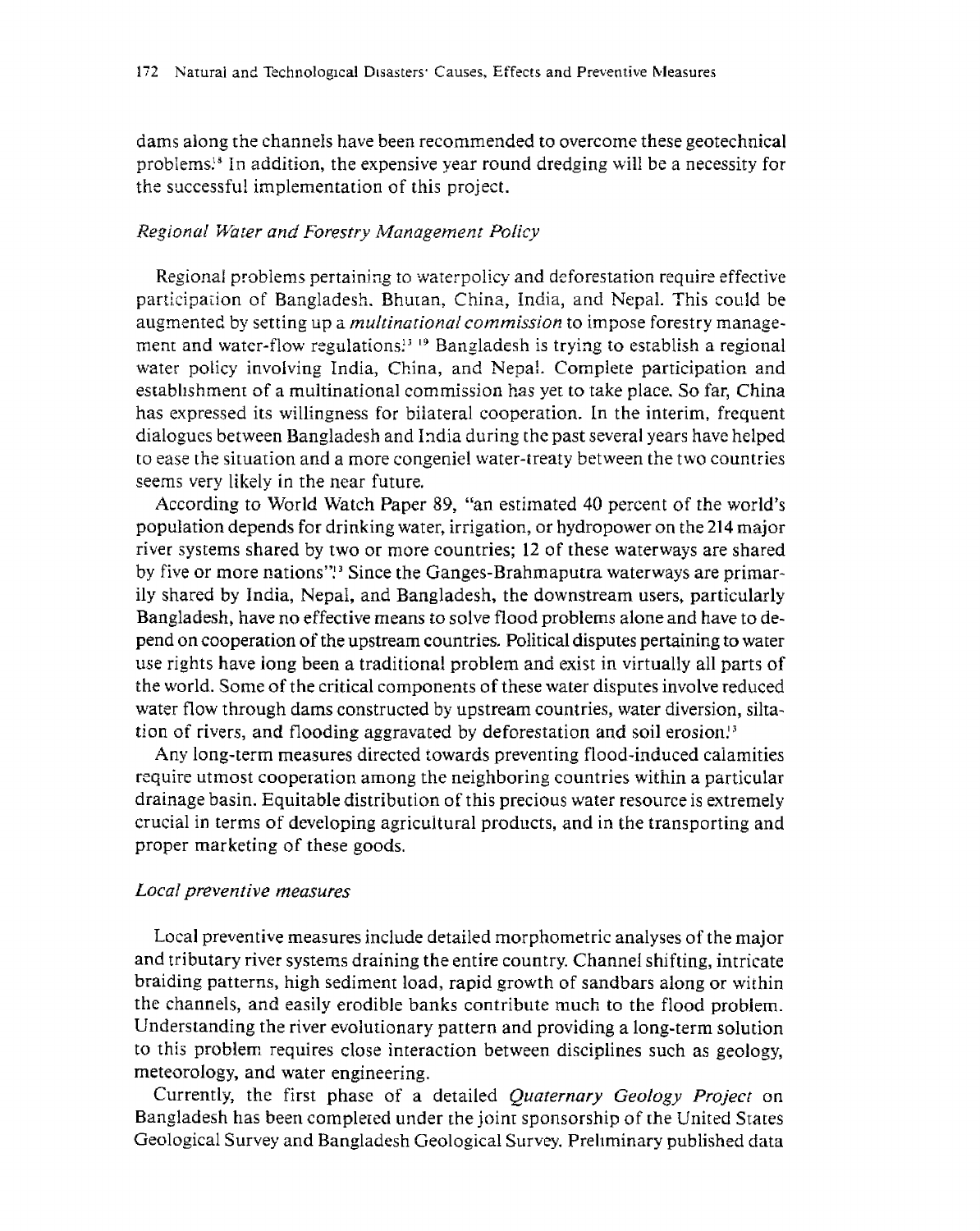dams along the channels have been recommended to overcome these geotechnical problems.[18] In addition, the expensive year round dredging will be a necessity for the successful implementation of this project.

### *Regional Water and Forestry Management Policy*

Regional problems pertaining to waterpolicy and deforestation require effective participation of Bangladesh, Bhutan, China, India, and Nepal. This could be augmented by setting up a *multinational commission* to impose forestry management and water-flow regulations.[13,19] Bangladesh is trying to establish a regional water policy involving India, China, and Nepal. Complete participation and establishment of a multinational commission has yet to take place. So far, China has expressed its willingness for bilateral cooperation. In the interim, frequent dialogues between Bangladesh and India during the past several years have helped to ease the situation and a more congeniel water-treaty between the two countries seems very likely in the near future.

According to World Watch Paper 89, "an estimated 40 percent of the world's population depends for drinking water, irrigation, or hydropower on the 214 major river systems shared by two or more countries; 12 of these waterways are shared by five or more nations".[13] Since the Ganges-Brahmaputra waterways are primarily shared by India, Nepal, and Bangladesh, the downstream users, particularly Bangladesh, have no effective means to solve flood problems alone and have to depend on cooperation of the upstream countries. Political disputes pertaining to water use rights have long been a traditional problem and exist in virtually all parts of the world. Some of the critical components of these water disputes involve reduced water flow through dams constructed by upstream countries, water diversion, siltation of rivers, and flooding aggravated by deforestation and soil erosion.[13]

Any long-term measures directed towards preventing flood-induced calamities require utmost cooperation among the neighboring countries within a particular drainage basin. Equitable distribution of this precious water resource is extremely crucial in terms of developing agricultural products, and in the transporting and proper marketing of these goods.

### *Local preventive measures*

Local preventive measures include detailed morphometric analyses of the major and tributary river systems draining the entire country. Channel shifting, intricate braiding patterns, high sediment load, rapid growth of sandbars along or within the channels, and easily erodible banks contribute much to the flood problem. Understanding the river evolutionary pattern and providing a long-term solution to this problem requires close interaction between disciplines such as geology, meteorology, and water engineering.

Currently, the first phase of a detailed *Quaternary Geology Project* on Bangladesh has been completed under the joint sponsorship of the United States Geological Survey and Bangladesh Geological Survey. Preliminary published data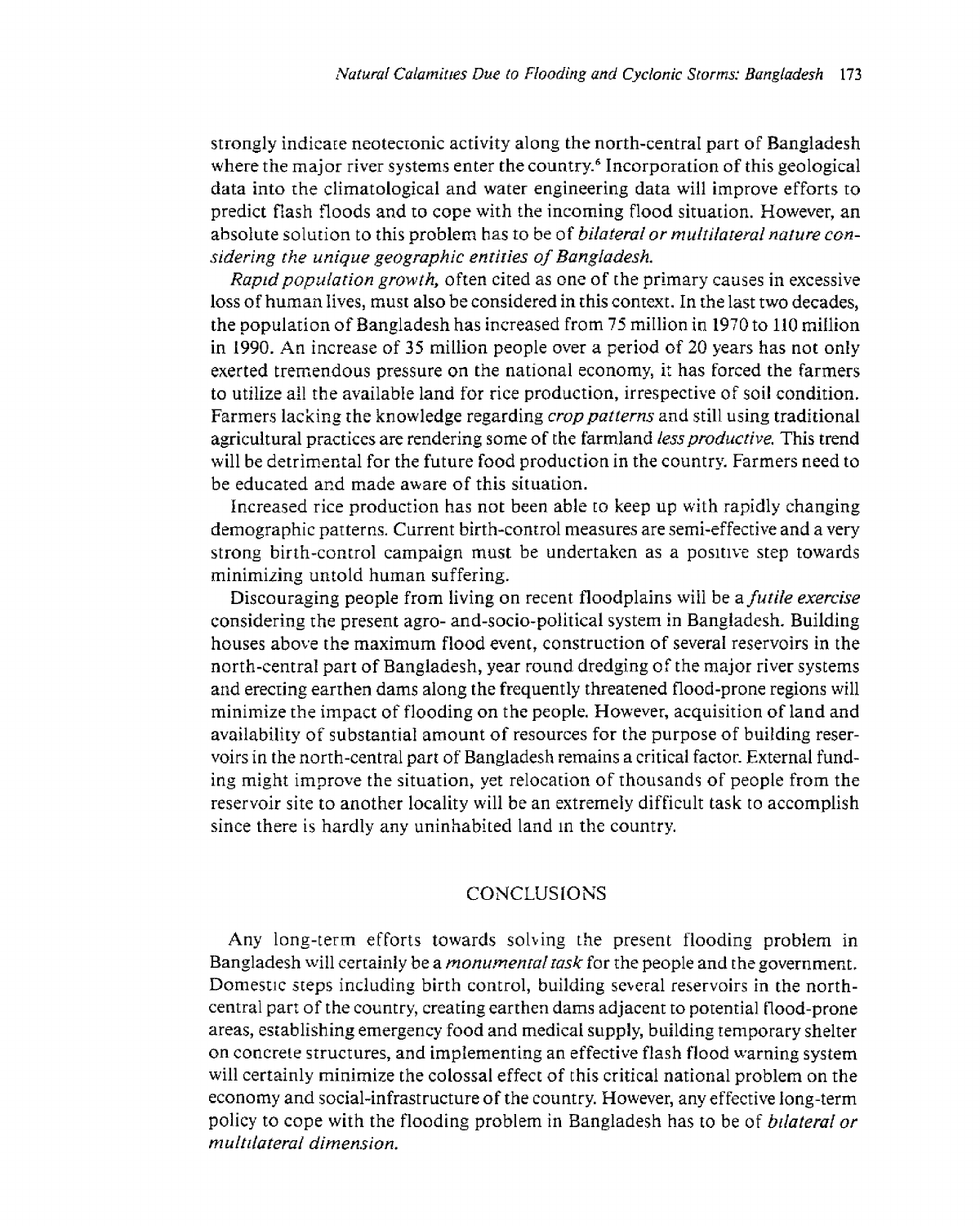strongly indicate neotectonic activity along the north-central part of Bangladesh where the major river systems enter the country.[6] Incorporation of this geological data into the climatological and water engineering data will improve efforts to predict flash floods and to cope with the incoming flood situation. However, an absolute solution to this problem has to be of *bilateral or multilateral nature considering the unique geographic entities of Bangladesh.*

*Rapid population growth,* often cited as one of the primary causes in excessive loss of human lives, must also be considered in this context. In the last two decades, the population of Bangladesh has increased from 75 million in 1970 to 110 million in 1990. An increase of 35 million people over a period of 20 years has not only exerted tremendous pressure on the national economy, it has forced the farmers to utilize all the available land for rice production, irrespective of soil condition. Farmers lacking the knowledge regarding *crop patterns* and still using traditional agricultural practices are rendering some of the farmland *less productive.* This trend will be detrimental for the future food production in the country. Farmers need to be educated and made aware of this situation.

Increased rice production has not been able to keep up with rapidly changing demographic patterns. Current birth-control measures are semi-effective and a very strong birth-control campaign must be undertaken as a positive step towards minimizing untold human suffering.

Discouraging people from living on recent floodplains will be a *futile exercise* considering the present agro- and-socio-political system in Bangladesh. Building houses above the maximum flood event, construction of several reservoirs in the north-central part of Bangladesh, year round dredging of the major river systems and erecting earthen dams along the frequently threatened flood-prone regions will minimize the impact of flooding on the people. However, acquisition of land and availability of substantial amount of resources for the purpose of building reservoirs in the north-central part of Bangladesh remains a critical factor. External funding might improve the situation, yet relocation of thousands of people from the reservoir site to another locality will be an extremely difficult task to accomplish since there is hardly any uninhabited land in the country.

## CONCLUSIONS

Any long-term efforts towards solving the present flooding problem in Bangladesh will certainly be a *monumental task* for the people and the government. Domestic steps including birth control, building several reservoirs in the north-central part of the country, creating earthen dams adjacent to potential flood-prone areas, establishing emergency food and medical supply, building temporary shelter on concrete structures, and implementing an effective flash flood warning system will certainly minimize the colossal effect of this critical national problem on the economy and social-infrastructure of the country. However, any effective long-term policy to cope with the flooding problem in Bangladesh has to be of *bilateral or multilateral dimension.*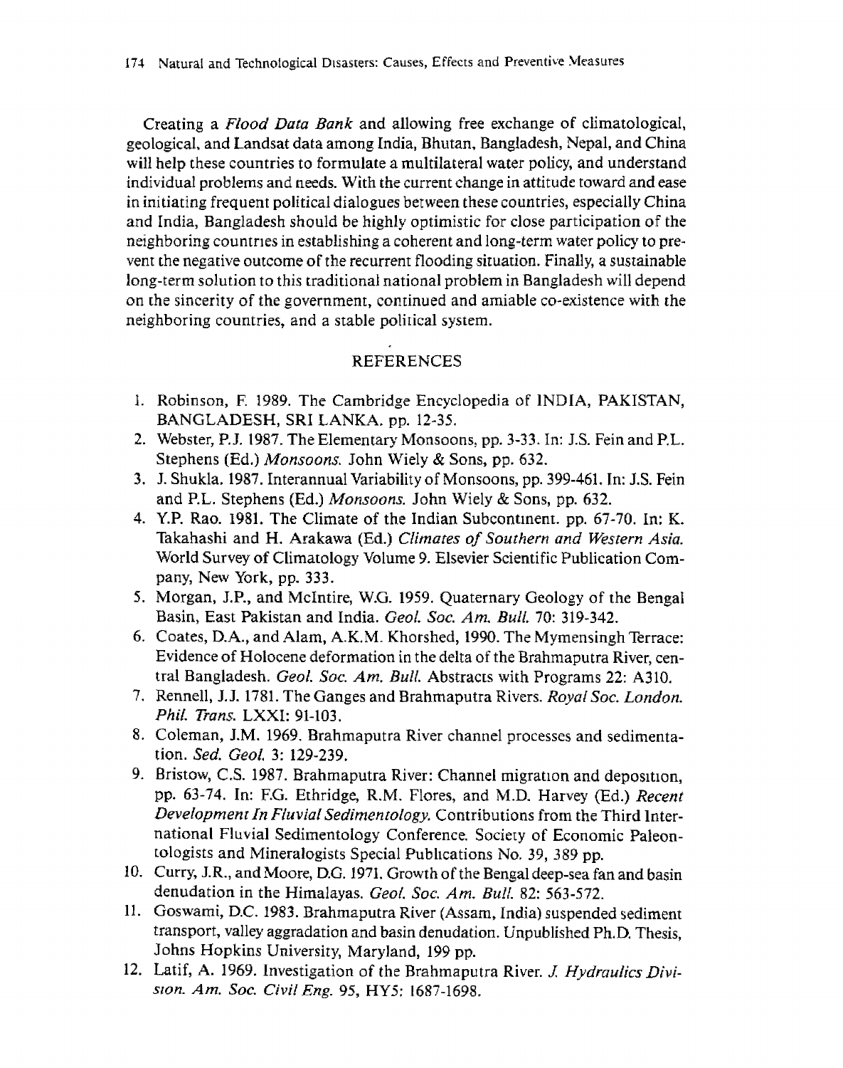Creating a *Flood Data Bank* and allowing free exchange of climatological, geological, and Landsat data among India, Bhutan, Bangladesh, Nepal, and China will help these countries to formulate a multilateral water policy, and understand individual problems and needs. With the current change in attitude toward and ease in initiating frequent political dialogues between these countries, especially China and India, Bangladesh should be highly optimistic for close participation of the neighboring countries in establishing a coherent and long-term water policy to prevent the negative outcome of the recurrent flooding situation. Finally, a sustainable long-term solution to this traditional national problem in Bangladesh will depend on the sincerity of the government, continued and amiable co-existence with the neighboring countries, and a stable political system.

## REFERENCES

1. Robinson, F. 1989. The Cambridge Encyclopedia of INDIA, PAKISTAN, BANGLADESH, SRI LANKA. pp. 12-35.
2. Webster, P.J. 1987. The Elementary Monsoons, pp. 3-33. In: J.S. Fein and P.L. Stephens (Ed.) *Monsoons.* John Wiely & Sons, pp. 632.
3. J. Shukla. 1987. Interannual Variability of Monsoons, pp. 399-461. In: J.S. Fein and P.L. Stephens (Ed.) *Monsoons.* John Wiely & Sons, pp. 632.
4. Y.P. Rao. 1981. The Climate of the Indian Subcontinent. pp. 67-70. In: K. Takahashi and H. Arakawa (Ed.) *Climates of Southern and Western Asia.* World Survey of Climatology Volume 9. Elsevier Scientific Publication Company, New York, pp. 333.
5. Morgan, J.P., and McIntire, W.G. 1959. Quaternary Geology of the Bengal Basin, East Pakistan and India. *Geol. Soc. Am. Bull.* 70: 319-342.
6. Coates, D.A., and Alam, A.K.M. Khorshed, 1990. The Mymensingh Terrace: Evidence of Holocene deformation in the delta of the Brahmaputra River, central Bangladesh. *Geol. Soc. Am. Bull.* Abstracts with Programs 22: A310.
7. Rennell, J.J. 1781. The Ganges and Brahmaputra Rivers. *Royal Soc. London. Phil. Trans.* LXXI: 91-103.
8. Coleman, J.M. 1969. Brahmaputra River channel processes and sedimentation. *Sed. Geol.* 3: 129-239.
9. Bristow, C.S. 1987. Brahmaputra River: Channel migration and deposition, pp. 63-74. In: F.G. Ethridge, R.M. Flores, and M.D. Harvey (Ed.) *Recent Development In Fluvial Sedimentology.* Contributions from the Third International Fluvial Sedimentology Conference. Society of Economic Paleontologists and Mineralogists Special Publications No. 39, 389 pp.
10. Curry, J.R., and Moore, D.G. 1971. Growth of the Bengal deep-sea fan and basin denudation in the Himalayas. *Geol. Soc. Am. Bull.* 82: 563-572.
11. Goswami, D.C. 1983. Brahmaputra River (Assam, India) suspended sediment transport, valley aggradation and basin denudation. Unpublished Ph.D. Thesis, Johns Hopkins University, Maryland, 199 pp.
12. Latif, A. 1969. Investigation of the Brahmaputra River. *J. Hydraulics Division. Am. Soc. Civil Eng.* 95, HY5: 1687-1698.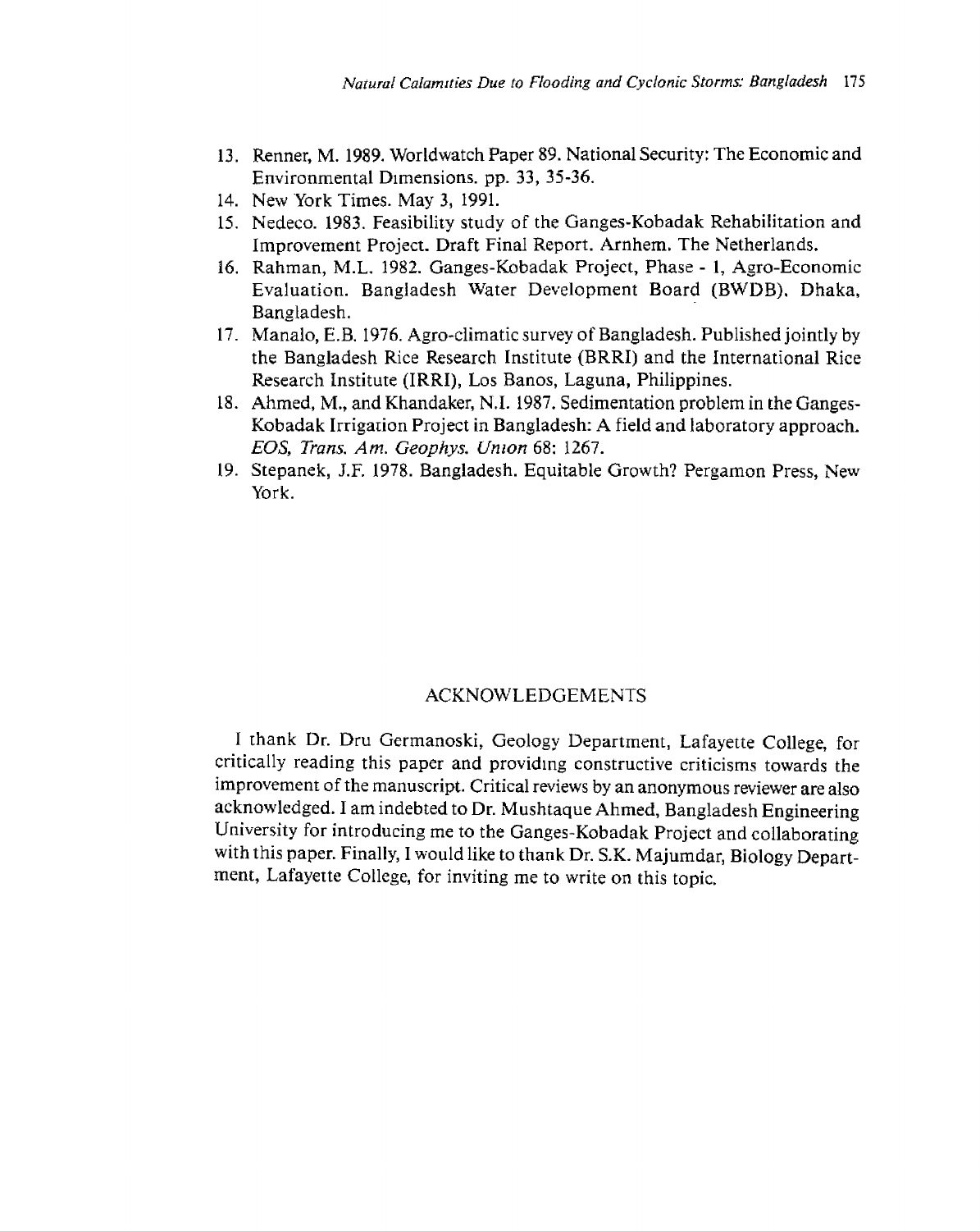13. Renner, M. 1989. Worldwatch Paper 89. National Security: The Economic and Environmental Dimensions. pp. 33, 35-36.
14. New York Times. May 3, 1991.
15. Nedeco. 1983. Feasibility study of the Ganges-Kobadak Rehabilitation and Improvement Project. Draft Final Report. Arnhem. The Netherlands.
16. Rahman, M.L. 1982. Ganges-Kobadak Project, Phase - 1, Agro-Economic Evaluation. Bangladesh Water Development Board (BWDB). Dhaka, Bangladesh.
17. Manalo, E.B. 1976. Agro-climatic survey of Bangladesh. Published jointly by the Bangladesh Rice Research Institute (BRRI) and the International Rice Research Institute (IRRI), Los Banos, Laguna, Philippines.
18. Ahmed, M., and Khandaker, N.I. 1987. Sedimentation problem in the Ganges-Kobadak Irrigation Project in Bangladesh: A field and laboratory approach. *EOS, Trans. Am. Geophys. Union* 68: 1267.
19. Stepanek, J.F. 1978. Bangladesh. Equitable Growth? Pergamon Press, New York.

## ACKNOWLEDGEMENTS

I thank Dr. Dru Germanoski, Geology Department, Lafayette College, for critically reading this paper and providing constructive criticisms towards the improvement of the manuscript. Critical reviews by an anonymous reviewer are also acknowledged. I am indebted to Dr. Mushtaque Ahmed, Bangladesh Engineering University for introducing me to the Ganges-Kobadak Project and collaborating with this paper. Finally, I would like to thank Dr. S.K. Majumdar, Biology Department, Lafayette College, for inviting me to write on this topic.